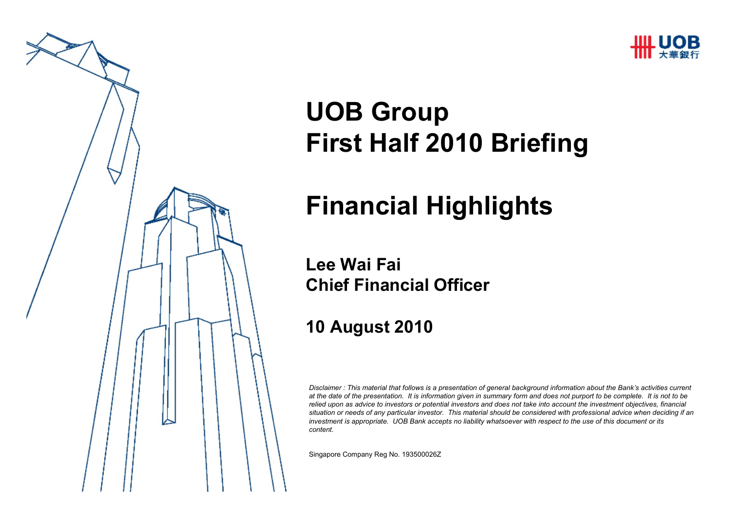UOB 大華銀行

# UOB Group
# First Half 2010 Briefing

# Financial Highlights

**Lee Wai Fai**
**Chief Financial Officer**

**10 August 2010**

*Disclaimer : This material that follows is a presentation of general background information about the Bank's activities current at the date of the presentation. It is information given in summary form and does not purport to be complete. It is not to be relied upon as advice to investors or potential investors and does not take into account the investment objectives, financial situation or needs of any particular investor. This material should be considered with professional advice when deciding if an investment is appropriate. UOB Bank accepts no liability whatsoever with respect to the use of this document or its content.*

Singapore Company Reg No. 193500026Z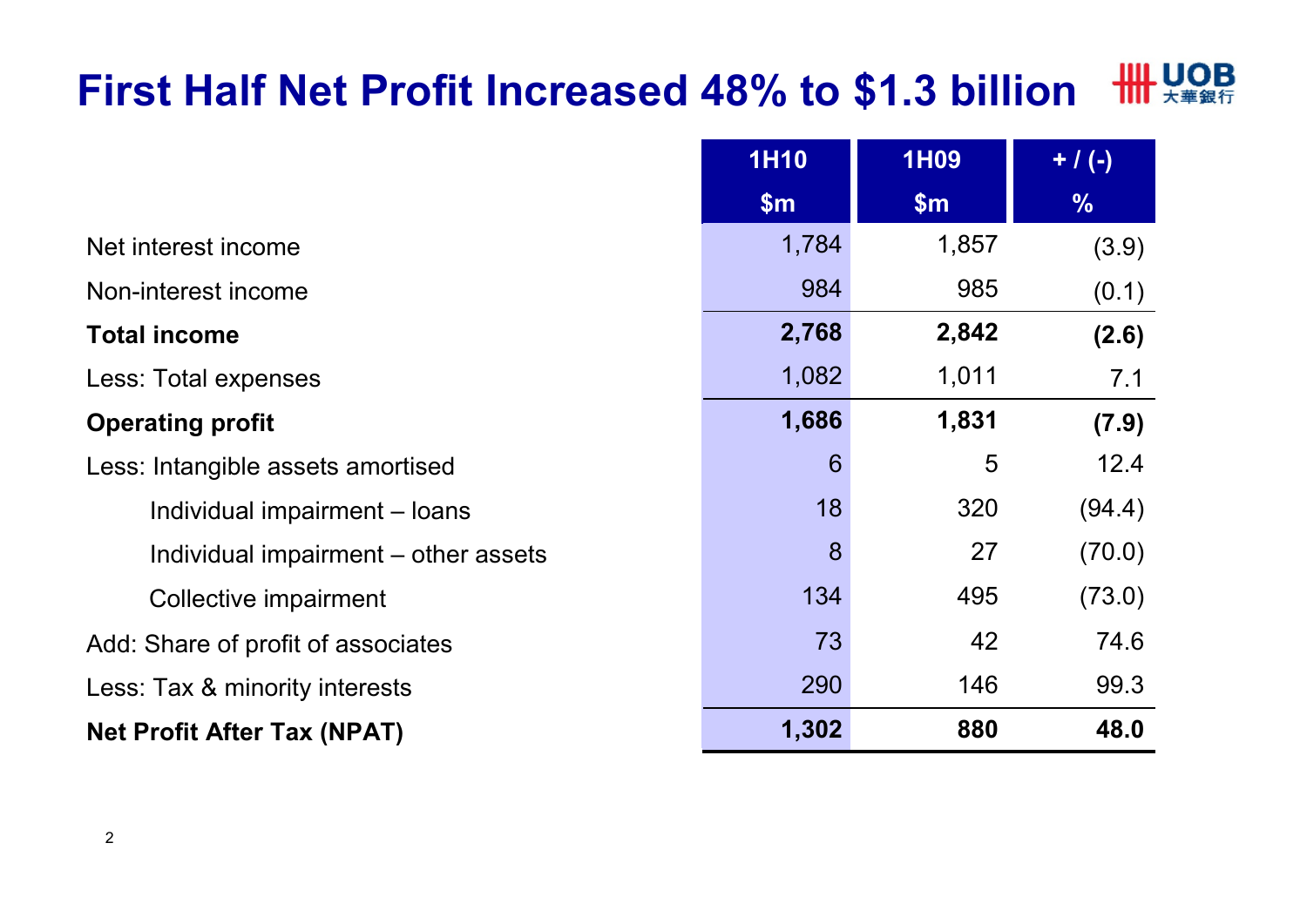# First Half Net Profit Increased 48% to $1.3 billion

| | 1H10 $m | 1H09 $m | + / (-) % |
|---|---|---|---|
| Net interest income | 1,784 | 1,857 | (3.9) |
| Non-interest income | 984 | 985 | (0.1) |
| **Total income** | **2,768** | **2,842** | **(2.6)** |
| Less: Total expenses | 1,082 | 1,011 | 7.1 |
| **Operating profit** | **1,686** | **1,831** | **(7.9)** |
| Less: Intangible assets amortised | 6 | 5 | 12.4 |
| Individual impairment – loans | 18 | 320 | (94.4) |
| Individual impairment – other assets | 8 | 27 | (70.0) |
| Collective impairment | 134 | 495 | (73.0) |
| Add: Share of profit of associates | 73 | 42 | 74.6 |
| Less: Tax & minority interests | 290 | 146 | 99.3 |
| **Net Profit After Tax (NPAT)** | **1,302** | **880** | **48.0** |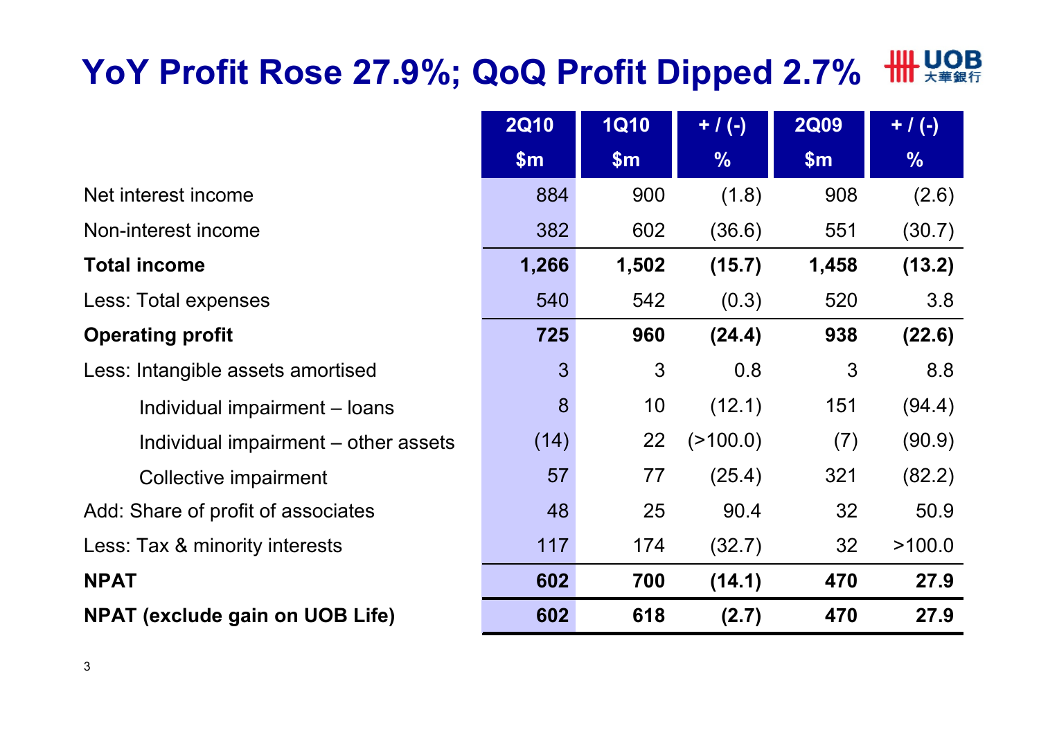# YoY Profit Rose 27.9%; QoQ Profit Dipped 2.7%

| | 2Q10 $m | 1Q10 $m | + / (-) % | 2Q09 $m | + / (-) % |
|---|---|---|---|---|---|
| Net interest income | 884 | 900 | (1.8) | 908 | (2.6) |
| Non-interest income | 382 | 602 | (36.6) | 551 | (30.7) |
| **Total income** | **1,266** | **1,502** | **(15.7)** | **1,458** | **(13.2)** |
| Less: Total expenses | 540 | 542 | (0.3) | 520 | 3.8 |
| **Operating profit** | **725** | **960** | **(24.4)** | **938** | **(22.6)** |
| Less: Intangible assets amortised | 3 | 3 | 0.8 | 3 | 8.8 |
| Individual impairment – loans | 8 | 10 | (12.1) | 151 | (94.4) |
| Individual impairment – other assets | (14) | 22 | (>100.0) | (7) | (90.9) |
| Collective impairment | 57 | 77 | (25.4) | 321 | (82.2) |
| Add: Share of profit of associates | 48 | 25 | 90.4 | 32 | 50.9 |
| Less: Tax & minority interests | 117 | 174 | (32.7) | 32 | >100.0 |
| **NPAT** | **602** | **700** | **(14.1)** | **470** | **27.9** |
| **NPAT (exclude gain on UOB Life)** | **602** | **618** | **(2.7)** | **470** | **27.9** |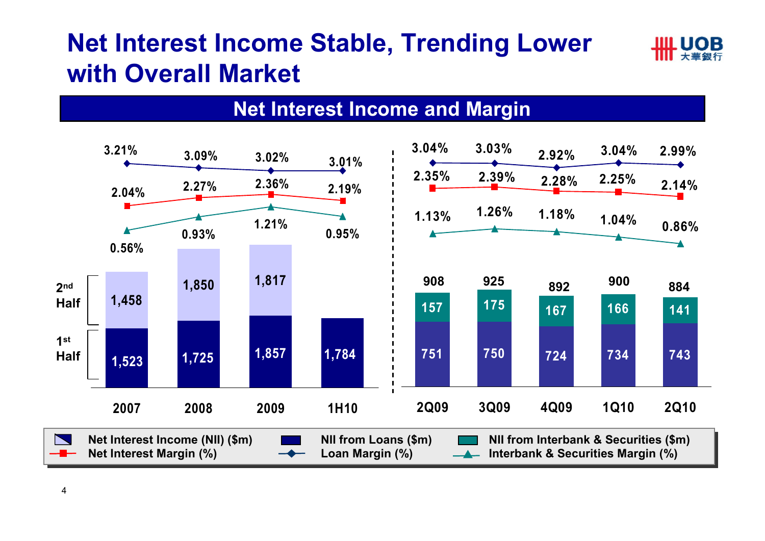# Net Interest Income Stable, Trending Lower with Overall Market

## Net Interest Income and Margin

| | 2007 | 2008 | 2009 | 1H10 |
|---|---|---|---|---|
| NII 2nd Half ($m) | 1,458 | 1,850 | 1,817 | |
| NII 1st Half ($m) | 1,523 | 1,725 | 1,857 | 1,784 |
| Loan Margin (%) | 3.21% | 3.09% | 3.02% | 3.01% |
| Net Interest Margin (%) | 2.04% | 2.27% | 2.36% | 2.19% |
| Interbank & Securities Margin (%) | 0.56% | 0.93% | 1.21% | 0.95% |

| | 2Q09 | 3Q09 | 4Q09 | 1Q10 | 2Q10 |
|---|---|---|---|---|---|
| Net Interest Income (NII) ($m) | 908 | 925 | 892 | 900 | 884 |
| NII from Interbank & Securities ($m) | 157 | 175 | 167 | 166 | 141 |
| NII from Loans ($m) | 751 | 750 | 724 | 734 | 743 |
| Loan Margin (%) | 3.04% | 3.03% | 2.92% | 3.04% | 2.99% |
| Net Interest Margin (%) | 2.35% | 2.39% | 2.28% | 2.25% | 2.14% |
| Interbank & Securities Margin (%) | 1.13% | 1.26% | 1.18% | 1.04% | 0.86% |

Legend: Net Interest Income (NII) ($m); NII from Loans ($m); NII from Interbank & Securities ($m); Net Interest Margin (%); Loan Margin (%); Interbank & Securities Margin (%)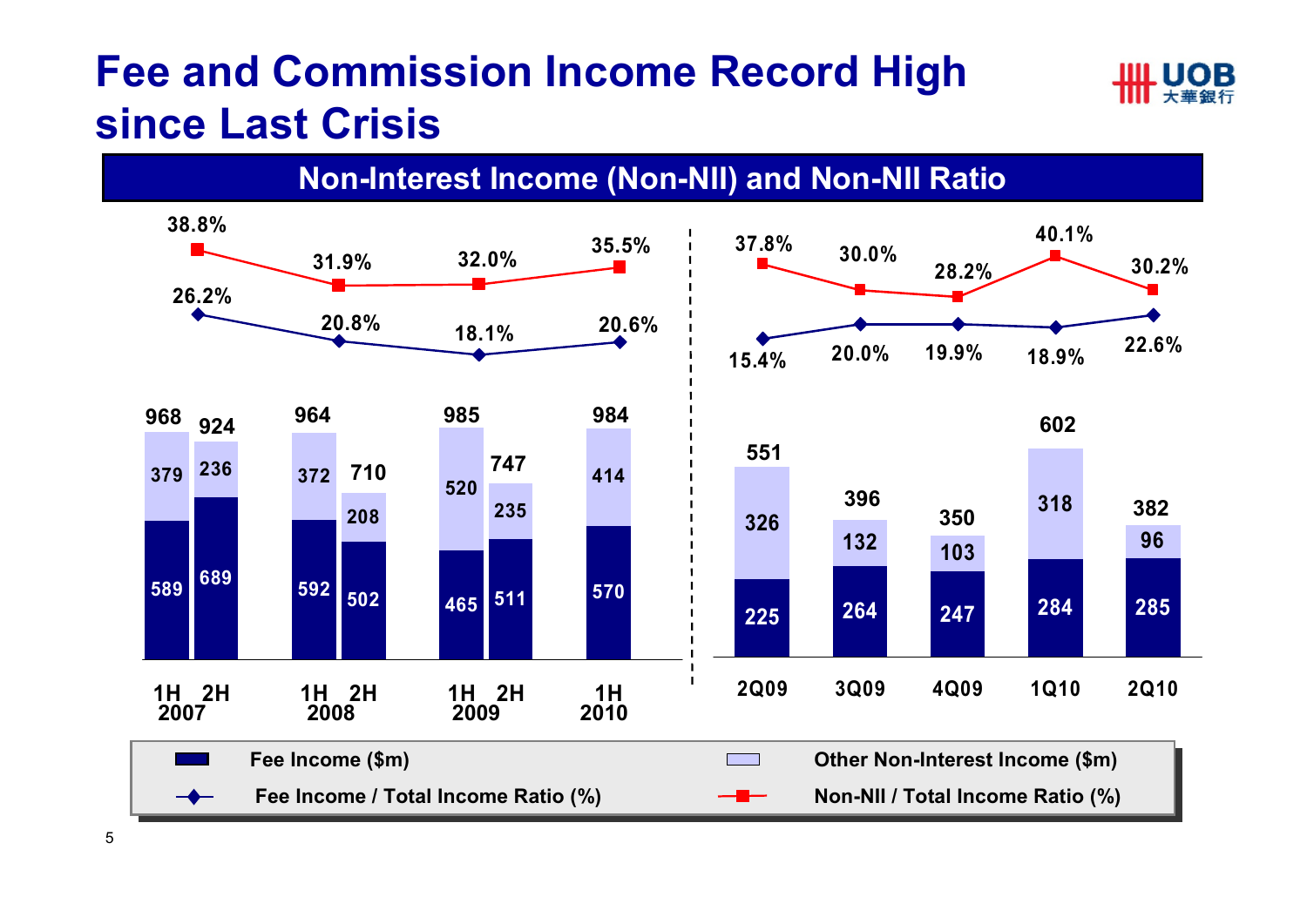# Fee and Commission Income Record High since Last Crisis

## Non-Interest Income (Non-NII) and Non-NII Ratio

| Period | Fee Income ($m) | Other Non-Interest Income ($m) | Total ($m) | Fee Income / Total Income Ratio (%) | Non-NII / Total Income Ratio (%) |
|---|---|---|---|---|---|
| 1H 2007 | 589 | 379 | 968 | 26.2% | 38.8% |
| 2H 2007 | 689 | 236 | 924 | | |
| 1H 2008 | 592 | 372 | 964 | 20.8% | 31.9% |
| 2H 2008 | 502 | 208 | 710 | | |
| 1H 2009 | 465 | 520 | 985 | 18.1% | 32.0% |
| 2H 2009 | 511 | 235 | 747 | | |
| 1H 2010 | 570 | 414 | 984 | 20.6% | 35.5% |

| Quarter | Fee Income ($m) | Other Non-Interest Income ($m) | Total ($m) | Fee Income / Total Income Ratio (%) | Non-NII / Total Income Ratio (%) |
|---|---|---|---|---|---|
| 2Q09 | 225 | 326 | 551 | 15.4% | 37.8% |
| 3Q09 | 264 | 132 | 396 | 20.0% | 30.0% |
| 4Q09 | 247 | 103 | 350 | 19.9% | 28.2% |
| 1Q10 | 284 | 318 | 602 | 18.9% | 40.1% |
| 2Q10 | 285 | 96 | 382 | 22.6% | 30.2% |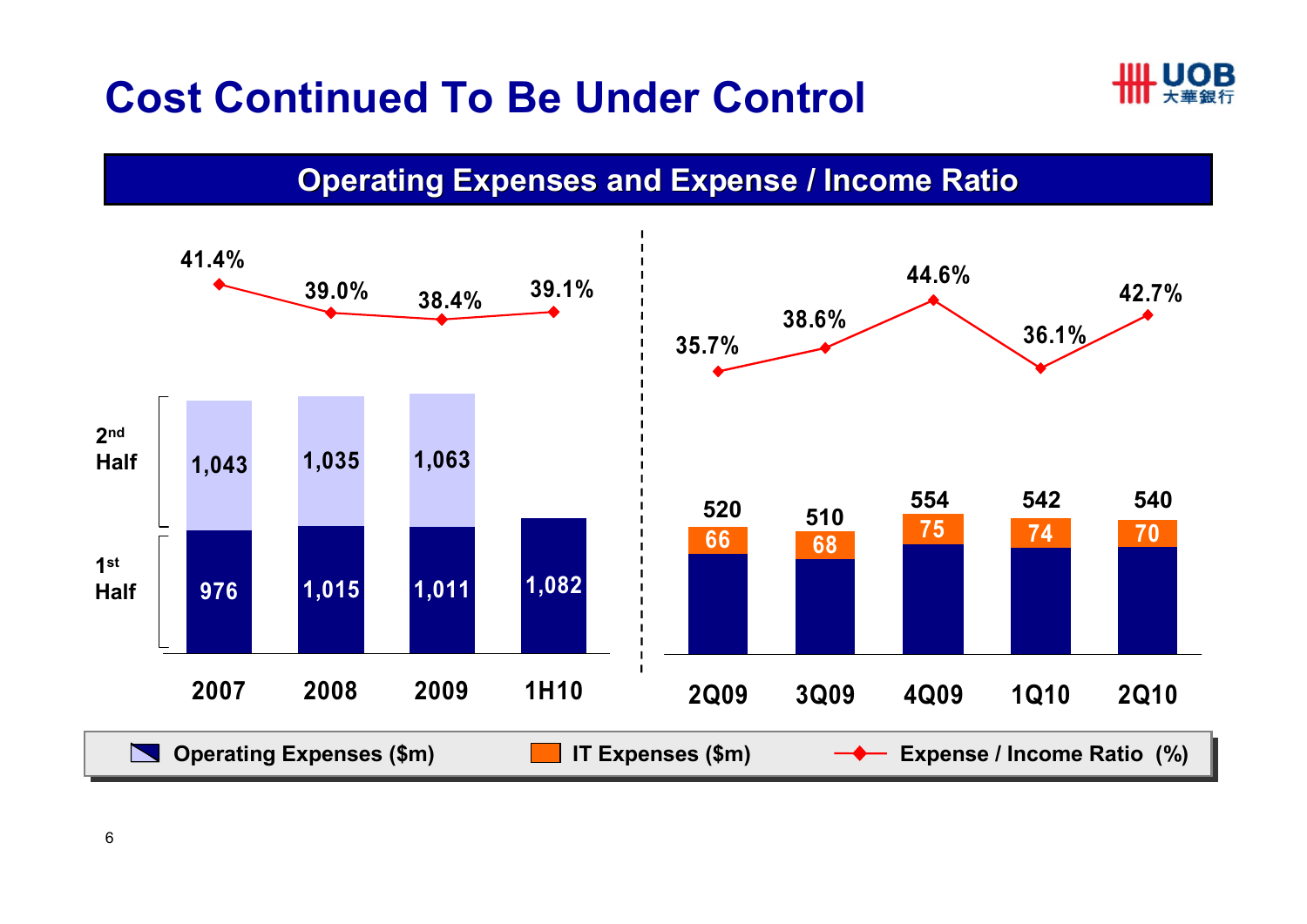# Cost Continued To Be Under Control

## Operating Expenses and Expense / Income Ratio

| | 2007 | 2008 | 2009 | 1H10 |
|---|---|---|---|---|
| 1st Half Operating Expenses ($m) | 976 | 1,015 | 1,011 | 1,082 |
| 2nd Half Operating Expenses ($m) | 1,043 | 1,035 | 1,063 | |
| Expense / Income Ratio (%) | 41.4% | 39.0% | 38.4% | 39.1% |

| | 2Q09 | 3Q09 | 4Q09 | 1Q10 | 2Q10 |
|---|---|---|---|---|---|
| Operating Expenses ($m) | 520 | 510 | 554 | 542 | 540 |
| IT Expenses ($m) | 66 | 68 | 75 | 74 | 70 |
| Expense / Income Ratio (%) | 35.7% | 38.6% | 44.6% | 36.1% | 42.7% |

Operating Expenses ($m) | IT Expenses ($m) | Expense / Income Ratio (%)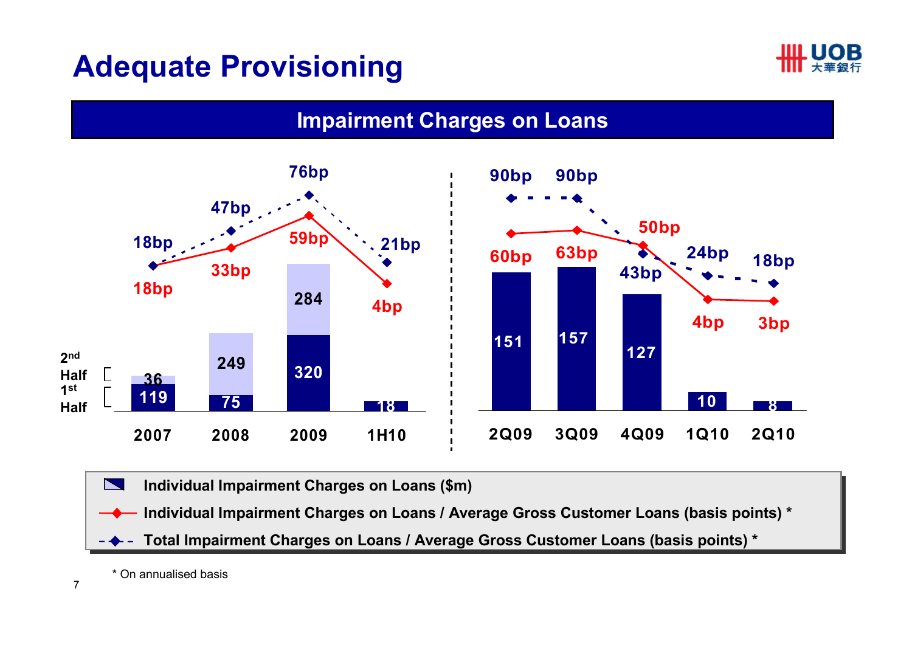# Adequate Provisioning

## Impairment Charges on Loans

| | 2007 | 2008 | 2009 | 1H10 |
|---|---|---|---|---|
| 1st Half Individual Impairment Charges on Loans ($m) | 119 | 75 | 320 | 18 |
| 2nd Half Individual Impairment Charges on Loans ($m) | 36 | 249 | 284 | |
| Individual Impairment Charges on Loans / Average Gross Customer Loans (basis points) * | 18bp | 33bp | 59bp | 4bp |
| Total Impairment Charges on Loans / Average Gross Customer Loans (basis points) * | 18bp | 47bp | 76bp | 21bp |

| | 2Q09 | 3Q09 | 4Q09 | 1Q10 | 2Q10 |
|---|---|---|---|---|---|
| Individual Impairment Charges on Loans ($m) | 151 | 157 | 127 | 10 | 8 |
| Individual Impairment Charges on Loans / Average Gross Customer Loans (basis points) * | 60bp | 63bp | 50bp | 4bp | 3bp |
| Total Impairment Charges on Loans / Average Gross Customer Loans (basis points) * | 90bp | 90bp | 43bp | 24bp | 18bp |

* On annualised basis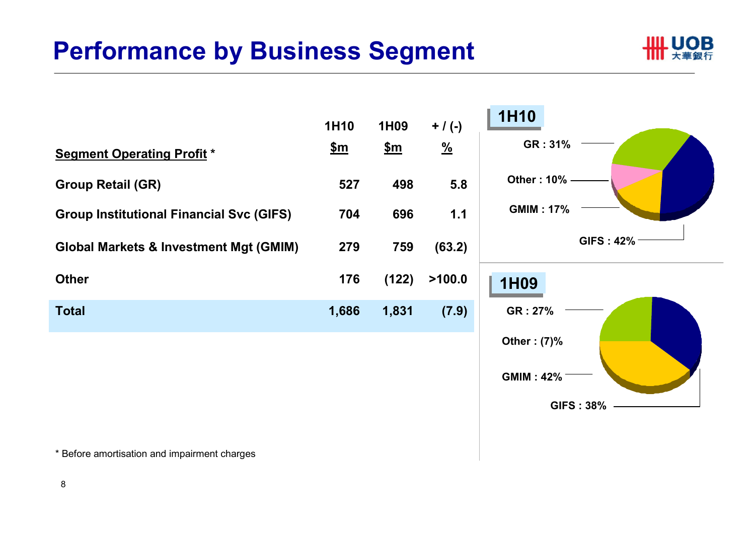# Performance by Business Segment

| Segment Operating Profit * | 1H10 $m | 1H09 $m | + / (-) % |
|---|---|---|---|
| Group Retail (GR) | 527 | 498 | 5.8 |
| Group Institutional Financial Svc (GIFS) | 704 | 696 | 1.1 |
| Global Markets & Investment Mgt (GMIM) | 279 | 759 | (63.2) |
| Other | 176 | (122) | >100.0 |
| **Total** | **1,686** | **1,831** | **(7.9)** |

**1H10**

GR : 31%
Other : 10%
GMIM : 17%
GIFS : 42%

**1H09**

GR : 27%
Other : (7)%
GMIM : 42%
GIFS : 38%

\* Before amortisation and impairment charges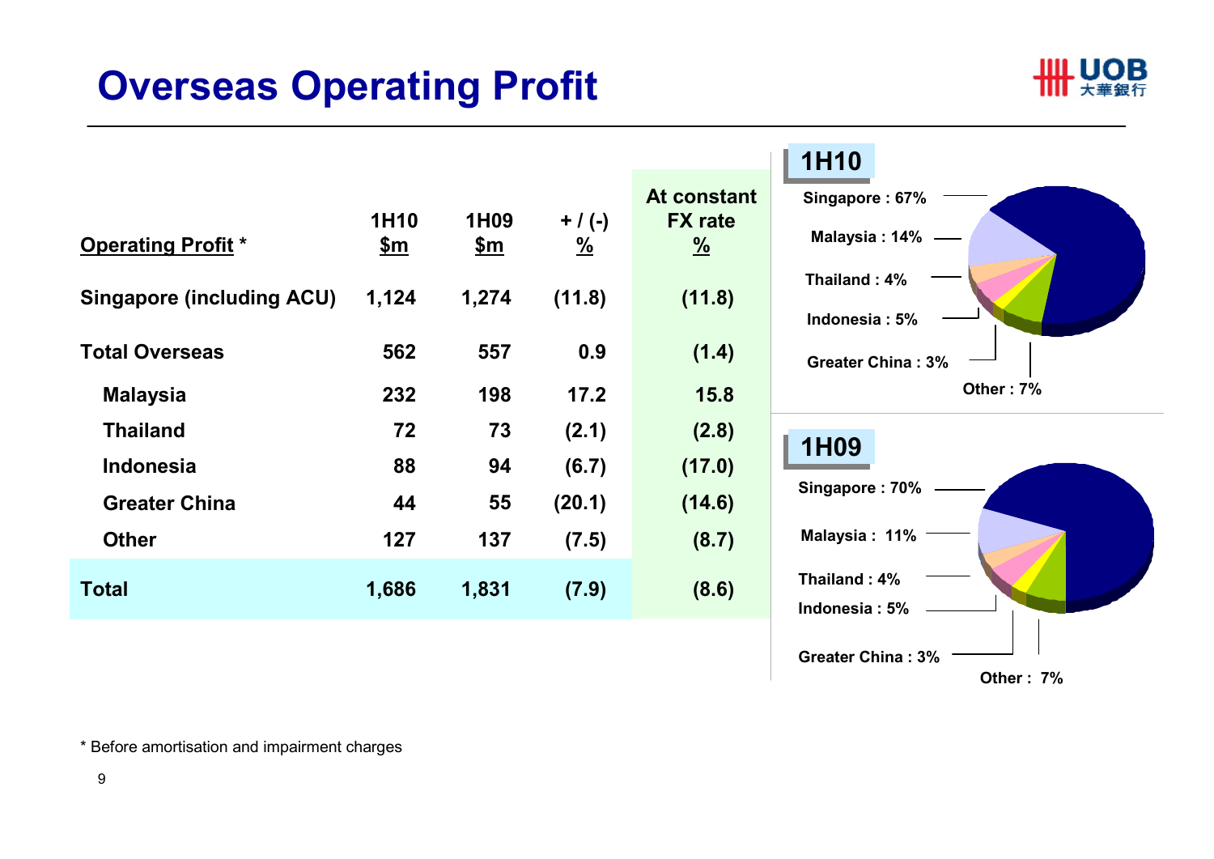# Overseas Operating Profit

| Operating Profit * | 1H10 $m | 1H09 $m | + / (-) % | At constant FX rate % |
|---|---|---|---|---|
| Singapore (including ACU) | 1,124 | 1,274 | (11.8) | (11.8) |
| Total Overseas | 562 | 557 | 0.9 | (1.4) |
| Malaysia | 232 | 198 | 17.2 | 15.8 |
| Thailand | 72 | 73 | (2.1) | (2.8) |
| Indonesia | 88 | 94 | (6.7) | (17.0) |
| Greater China | 44 | 55 | (20.1) | (14.6) |
| Other | 127 | 137 | (7.5) | (8.7) |
| **Total** | **1,686** | **1,831** | **(7.9)** | **(8.6)** |

**1H10**

- Singapore : 67%
- Malaysia : 14%
- Thailand : 4%
- Indonesia : 5%
- Greater China : 3%
- Other : 7%

**1H09**

- Singapore : 70%
- Malaysia : 11%
- Thailand : 4%
- Indonesia : 5%
- Greater China : 3%
- Other : 7%

* Before amortisation and impairment charges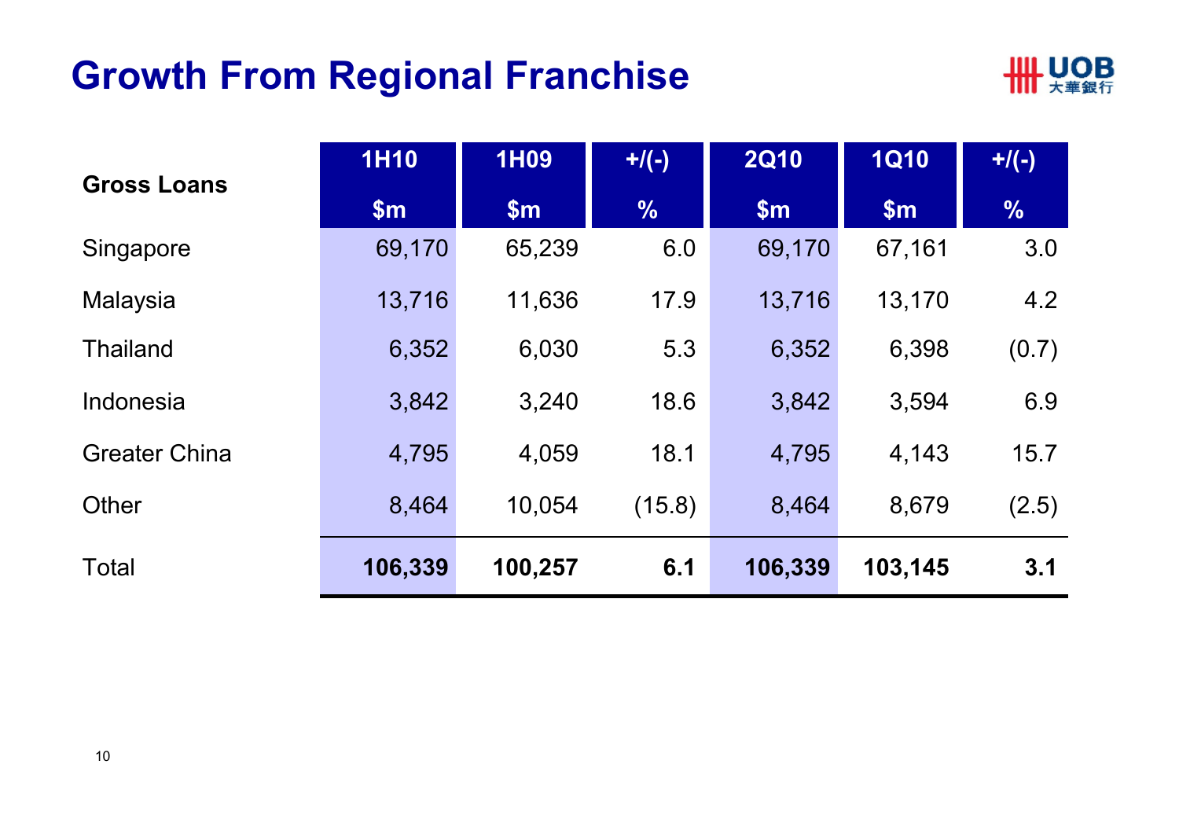# Growth From Regional Franchise

| Gross Loans | 1H10 | 1H09 | +/(-) | 2Q10 | 1Q10 | +/(-) |
|---|---|---|---|---|---|---|
| | $m | $m | % | $m | $m | % |
| Singapore | 69,170 | 65,239 | 6.0 | 69,170 | 67,161 | 3.0 |
| Malaysia | 13,716 | 11,636 | 17.9 | 13,716 | 13,170 | 4.2 |
| Thailand | 6,352 | 6,030 | 5.3 | 6,352 | 6,398 | (0.7) |
| Indonesia | 3,842 | 3,240 | 18.6 | 3,842 | 3,594 | 6.9 |
| Greater China | 4,795 | 4,059 | 18.1 | 4,795 | 4,143 | 15.7 |
| Other | 8,464 | 10,054 | (15.8) | 8,464 | 8,679 | (2.5) |
| Total | **106,339** | **100,257** | **6.1** | **106,339** | **103,145** | **3.1** |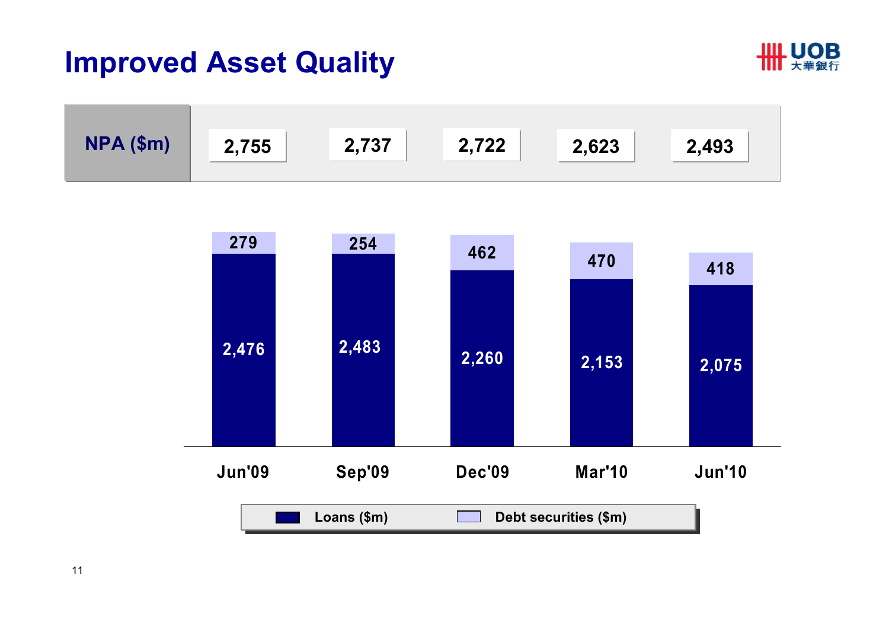# Improved Asset Quality

| | Jun'09 | Sep'09 | Dec'09 | Mar'10 | Jun'10 |
|---|---|---|---|---|---|
| NPA ($m) | 2,755 | 2,737 | 2,722 | 2,623 | 2,493 |
| Loans ($m) | 2,476 | 2,483 | 2,260 | 2,153 | 2,075 |
| Debt securities ($m) | 279 | 254 | 462 | 470 | 418 |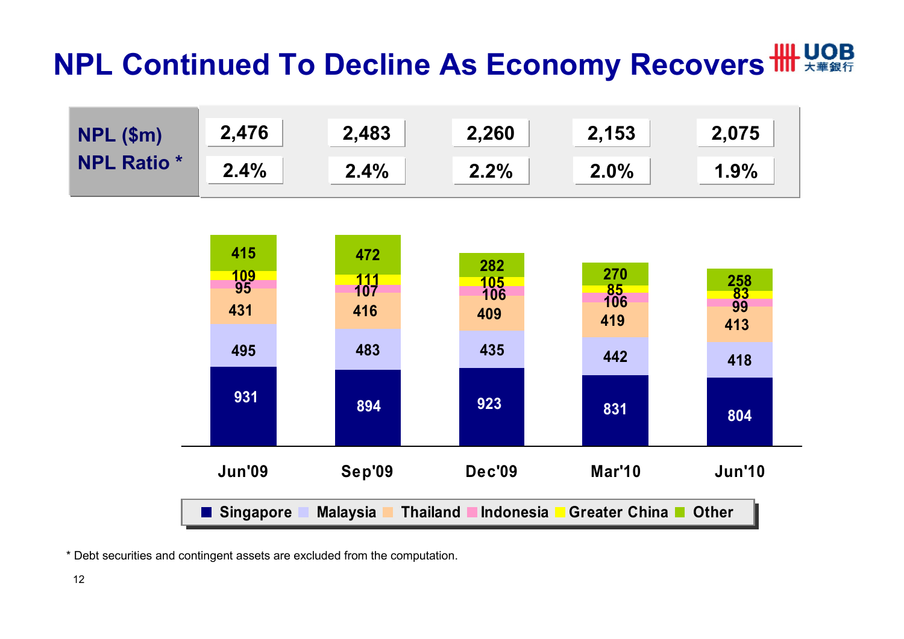# NPL Continued To Decline As Economy Recovers

| | Jun'09 | Sep'09 | Dec'09 | Mar'10 | Jun'10 |
|---|---|---|---|---|---|
| NPL ($m) | 2,476 | 2,483 | 2,260 | 2,153 | 2,075 |
| NPL Ratio * | 2.4% | 2.4% | 2.2% | 2.0% | 1.9% |

| | Jun'09 | Sep'09 | Dec'09 | Mar'10 | Jun'10 |
|---|---|---|---|---|---|
| Singapore | 931 | 894 | 923 | 831 | 804 |
| Malaysia | 495 | 483 | 435 | 442 | 418 |
| Thailand | 431 | 416 | 409 | 419 | 413 |
| Indonesia | 95 | 107 | 106 | 106 | 99 |
| Greater China | 109 | 111 | 105 | 85 | 83 |
| Other | 415 | 472 | 282 | 270 | 258 |

* Debt securities and contingent assets are excluded from the computation.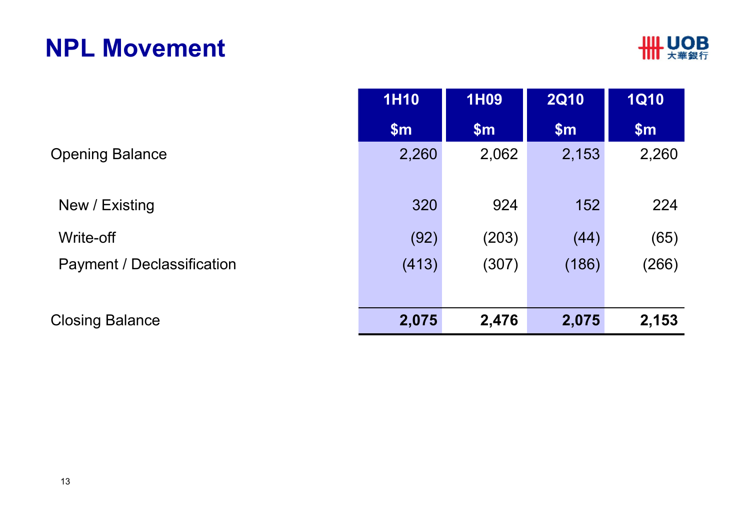# NPL Movement

| | 1H10<br>$m | 1H09<br>$m | 2Q10<br>$m | 1Q10<br>$m |
|---|---|---|---|---|
| Opening Balance | 2,260 | 2,062 | 2,153 | 2,260 |
| New / Existing | 320 | 924 | 152 | 224 |
| Write-off | (92) | (203) | (44) | (65) |
| Payment / Declassification | (413) | (307) | (186) | (266) |
| **Closing Balance** | **2,075** | **2,476** | **2,075** | **2,153** |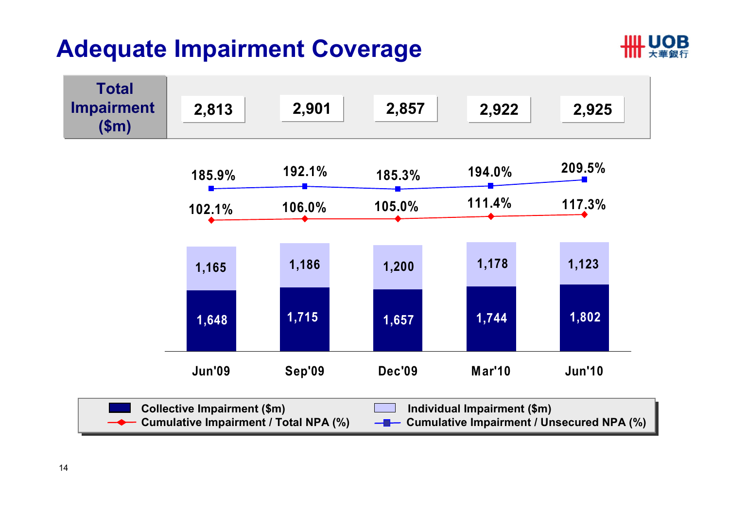# Adequate Impairment Coverage

| | Jun'09 | Sep'09 | Dec'09 | Mar'10 | Jun'10 |
|---|---|---|---|---|---|
| Total Impairment ($m) | 2,813 | 2,901 | 2,857 | 2,922 | 2,925 |
| Individual Impairment ($m) | 1,165 | 1,186 | 1,200 | 1,178 | 1,123 |
| Collective Impairment ($m) | 1,648 | 1,715 | 1,657 | 1,744 | 1,802 |
| Cumulative Impairment / Total NPA (%) | 102.1% | 106.0% | 105.0% | 111.4% | 117.3% |
| Cumulative Impairment / Unsecured NPA (%) | 185.9% | 192.1% | 185.3% | 194.0% | 209.5% |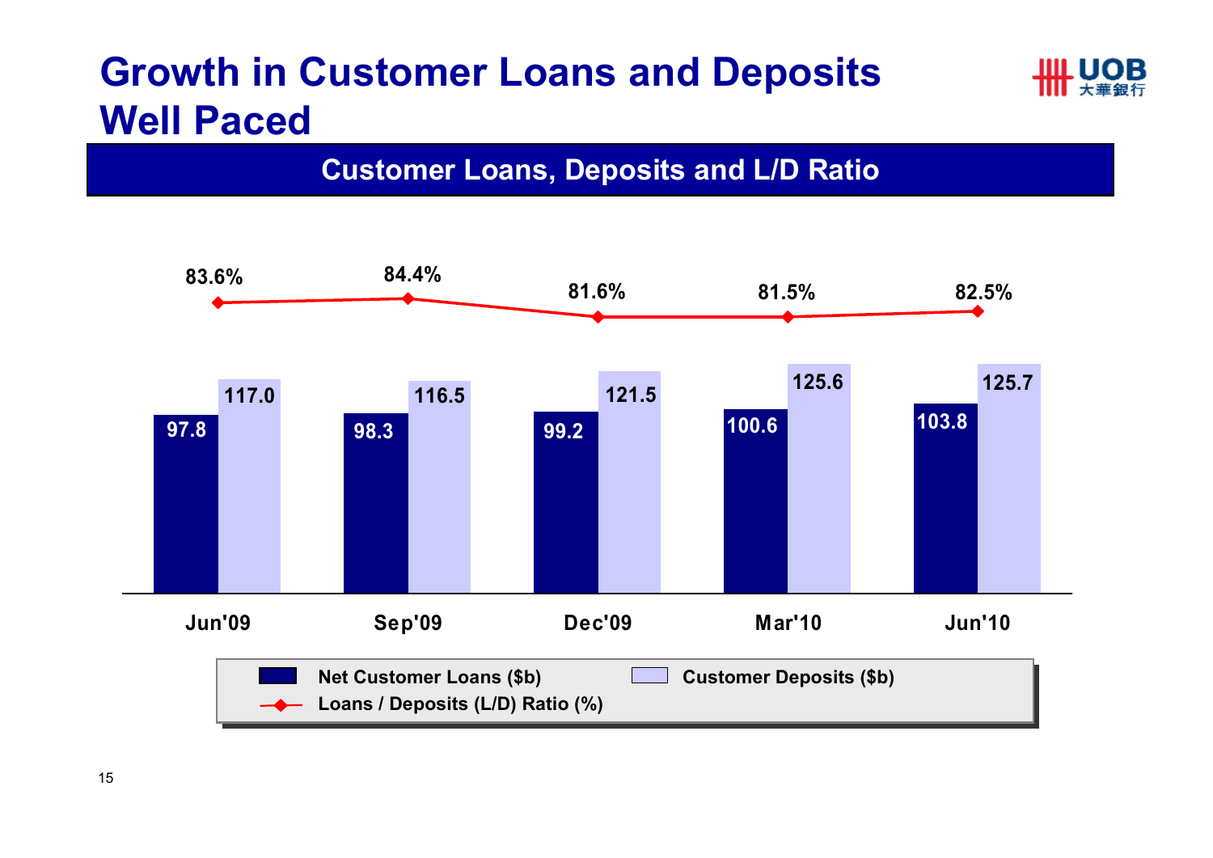# Growth in Customer Loans and Deposits Well Paced

## Customer Loans, Deposits and L/D Ratio

| | Jun'09 | Sep'09 | Dec'09 | Mar'10 | Jun'10 |
|---|---|---|---|---|---|
| Net Customer Loans ($b) | 97.8 | 98.3 | 99.2 | 100.6 | 103.8 |
| Customer Deposits ($b) | 117.0 | 116.5 | 121.5 | 125.6 | 125.7 |
| Loans / Deposits (L/D) Ratio (%) | 83.6% | 84.4% | 81.6% | 81.5% | 82.5% |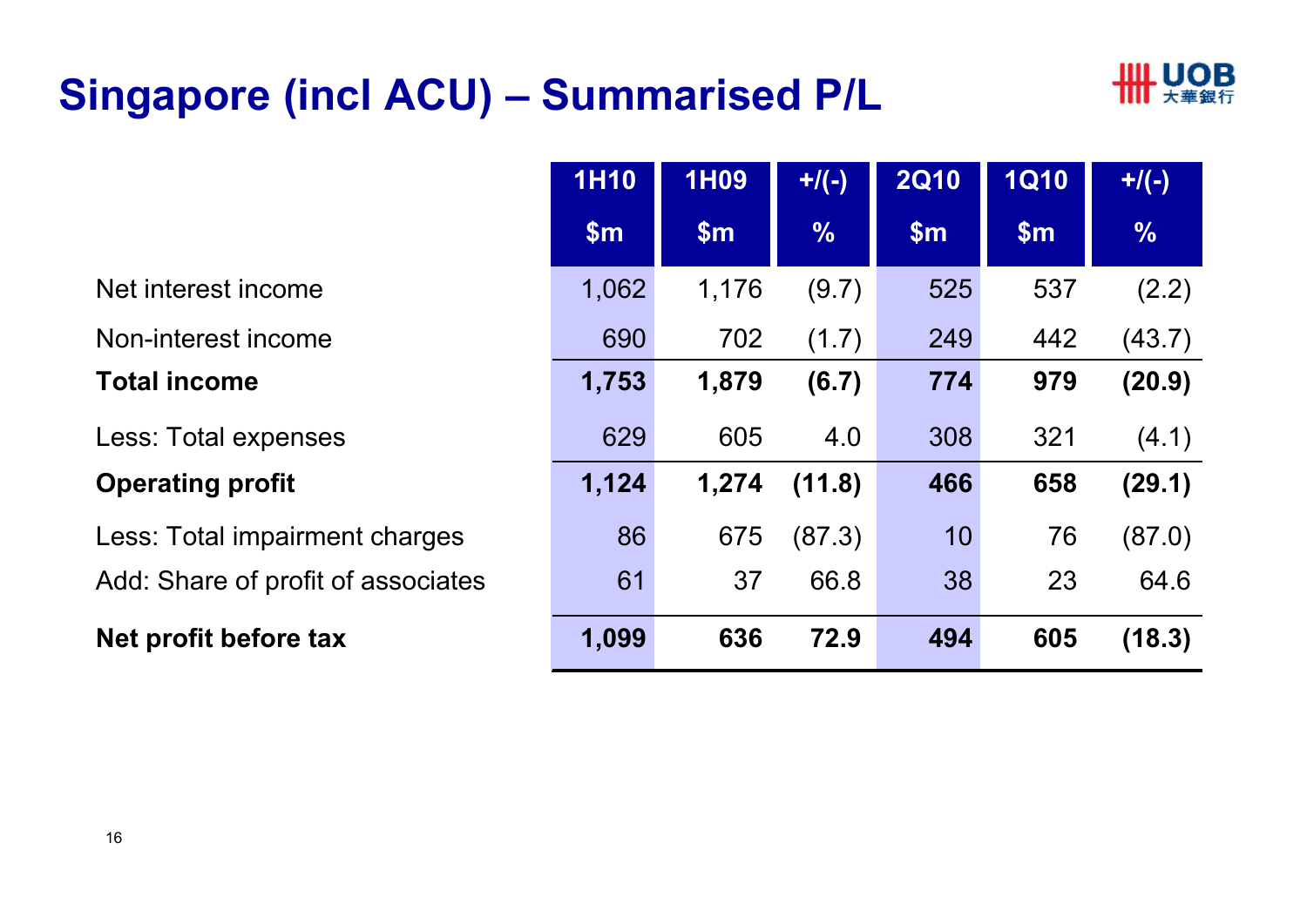# Singapore (incl ACU) – Summarised P/L

| | 1H10 | 1H09 | +/(-) | 2Q10 | 1Q10 | +/(-) |
|---|---|---|---|---|---|---|
| | $m | $m | % | $m | $m | % |
| Net interest income | 1,062 | 1,176 | (9.7) | 525 | 537 | (2.2) |
| Non-interest income | 690 | 702 | (1.7) | 249 | 442 | (43.7) |
| **Total income** | **1,753** | **1,879** | **(6.7)** | **774** | **979** | **(20.9)** |
| Less: Total expenses | 629 | 605 | 4.0 | 308 | 321 | (4.1) |
| **Operating profit** | **1,124** | **1,274** | **(11.8)** | **466** | **658** | **(29.1)** |
| Less: Total impairment charges | 86 | 675 | (87.3) | 10 | 76 | (87.0) |
| Add: Share of profit of associates | 61 | 37 | 66.8 | 38 | 23 | 64.6 |
| **Net profit before tax** | **1,099** | **636** | **72.9** | **494** | **605** | **(18.3)** |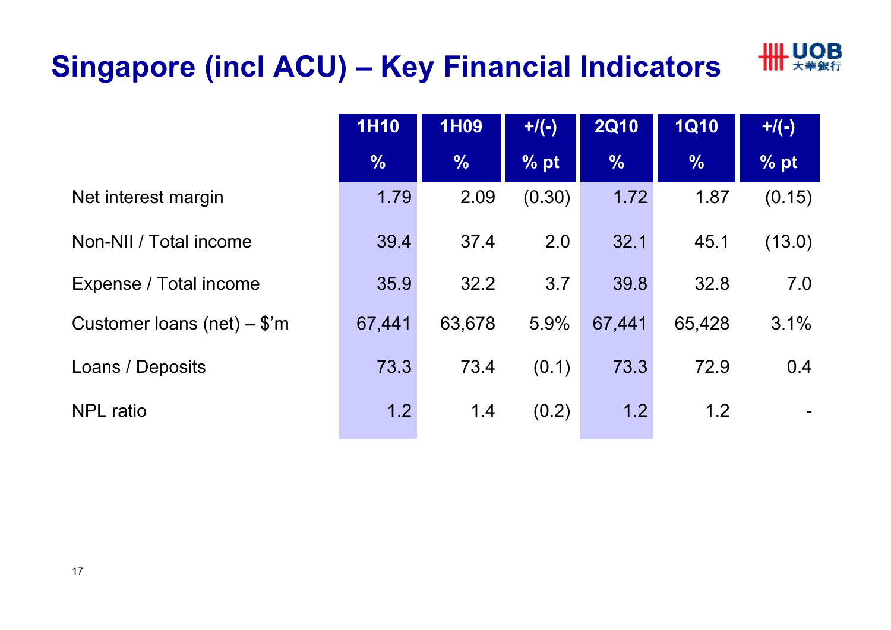# Singapore (incl ACU) – Key Financial Indicators

| | 1H10<br>% | 1H09<br>% | +/(-)<br>% pt | 2Q10<br>% | 1Q10<br>% | +/(-)<br>% pt |
|---|---|---|---|---|---|---|
| Net interest margin | 1.79 | 2.09 | (0.30) | 1.72 | 1.87 | (0.15) |
| Non-NII / Total income | 39.4 | 37.4 | 2.0 | 32.1 | 45.1 | (13.0) |
| Expense / Total income | 35.9 | 32.2 | 3.7 | 39.8 | 32.8 | 7.0 |
| Customer loans (net) – $'m | 67,441 | 63,678 | 5.9% | 67,441 | 65,428 | 3.1% |
| Loans / Deposits | 73.3 | 73.4 | (0.1) | 73.3 | 72.9 | 0.4 |
| NPL ratio | 1.2 | 1.4 | (0.2) | 1.2 | 1.2 | - |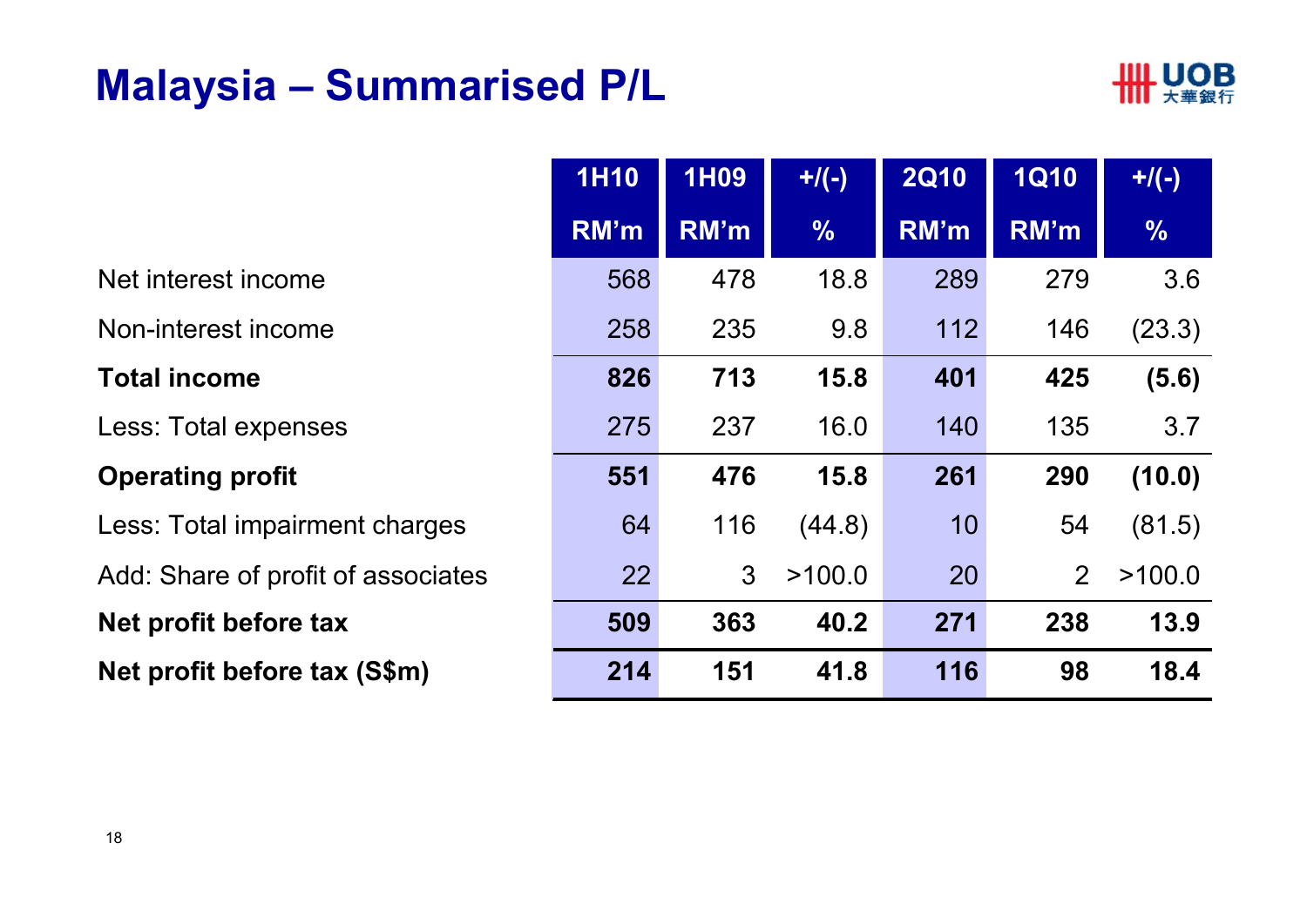# Malaysia – Summarised P/L

| | 1H10 RM'm | 1H09 RM'm | +/(-) % | 2Q10 RM'm | 1Q10 RM'm | +/(-) % |
|---|---|---|---|---|---|---|
| Net interest income | 568 | 478 | 18.8 | 289 | 279 | 3.6 |
| Non-interest income | 258 | 235 | 9.8 | 112 | 146 | (23.3) |
| **Total income** | **826** | **713** | **15.8** | **401** | **425** | **(5.6)** |
| Less: Total expenses | 275 | 237 | 16.0 | 140 | 135 | 3.7 |
| **Operating profit** | **551** | **476** | **15.8** | **261** | **290** | **(10.0)** |
| Less: Total impairment charges | 64 | 116 | (44.8) | 10 | 54 | (81.5) |
| Add: Share of profit of associates | 22 | 3 | >100.0 | 20 | 2 | >100.0 |
| **Net profit before tax** | **509** | **363** | **40.2** | **271** | **238** | **13.9** |
| **Net profit before tax (S$m)** | **214** | **151** | **41.8** | **116** | **98** | **18.4** |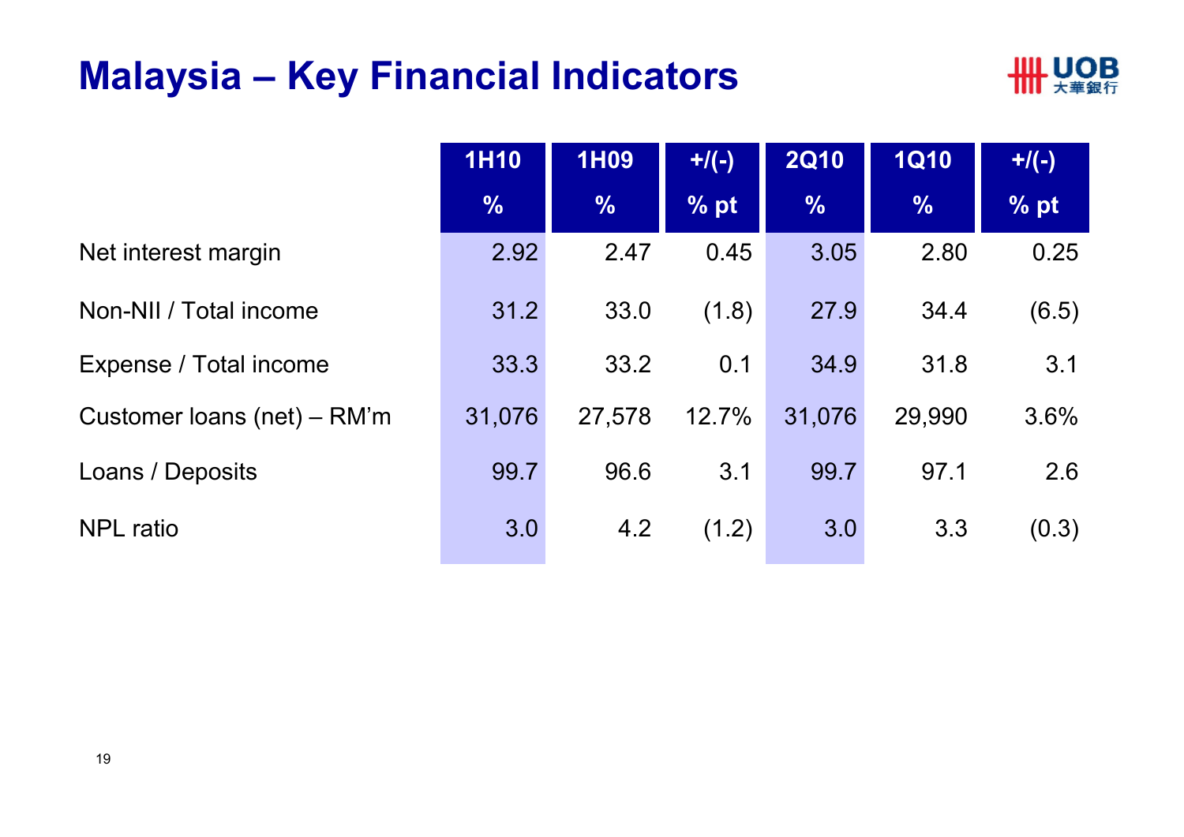# Malaysia – Key Financial Indicators

| | 1H10 | 1H09 | +/(-) | 2Q10 | 1Q10 | +/(-) |
|---|---|---|---|---|---|---|
| | % | % | % pt | % | % | % pt |
| Net interest margin | 2.92 | 2.47 | 0.45 | 3.05 | 2.80 | 0.25 |
| Non-NII / Total income | 31.2 | 33.0 | (1.8) | 27.9 | 34.4 | (6.5) |
| Expense / Total income | 33.3 | 33.2 | 0.1 | 34.9 | 31.8 | 3.1 |
| Customer loans (net) – RM'm | 31,076 | 27,578 | 12.7% | 31,076 | 29,990 | 3.6% |
| Loans / Deposits | 99.7 | 96.6 | 3.1 | 99.7 | 97.1 | 2.6 |
| NPL ratio | 3.0 | 4.2 | (1.2) | 3.0 | 3.3 | (0.3) |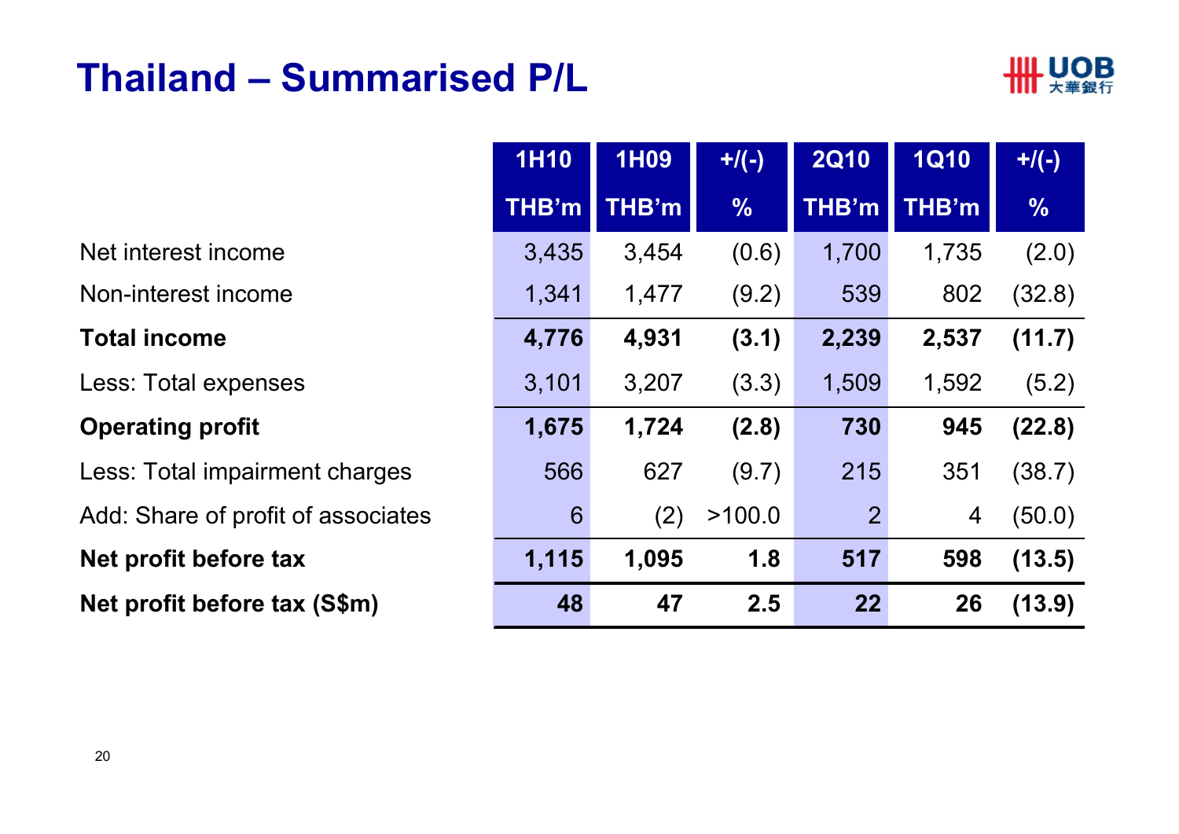# Thailand – Summarised P/L

| | 1H10 | 1H09 | +/(-) | 2Q10 | 1Q10 | +/(-) |
|---|---|---|---|---|---|---|
| | THB'm | THB'm | % | THB'm | THB'm | % |
| Net interest income | 3,435 | 3,454 | (0.6) | 1,700 | 1,735 | (2.0) |
| Non-interest income | 1,341 | 1,477 | (9.2) | 539 | 802 | (32.8) |
| **Total income** | **4,776** | **4,931** | **(3.1)** | **2,239** | **2,537** | **(11.7)** |
| Less: Total expenses | 3,101 | 3,207 | (3.3) | 1,509 | 1,592 | (5.2) |
| **Operating profit** | **1,675** | **1,724** | **(2.8)** | **730** | **945** | **(22.8)** |
| Less: Total impairment charges | 566 | 627 | (9.7) | 215 | 351 | (38.7) |
| Add: Share of profit of associates | 6 | (2) | >100.0 | 2 | 4 | (50.0) |
| **Net profit before tax** | **1,115** | **1,095** | **1.8** | **517** | **598** | **(13.5)** |
| **Net profit before tax (S$m)** | **48** | **47** | **2.5** | **22** | **26** | **(13.9)** |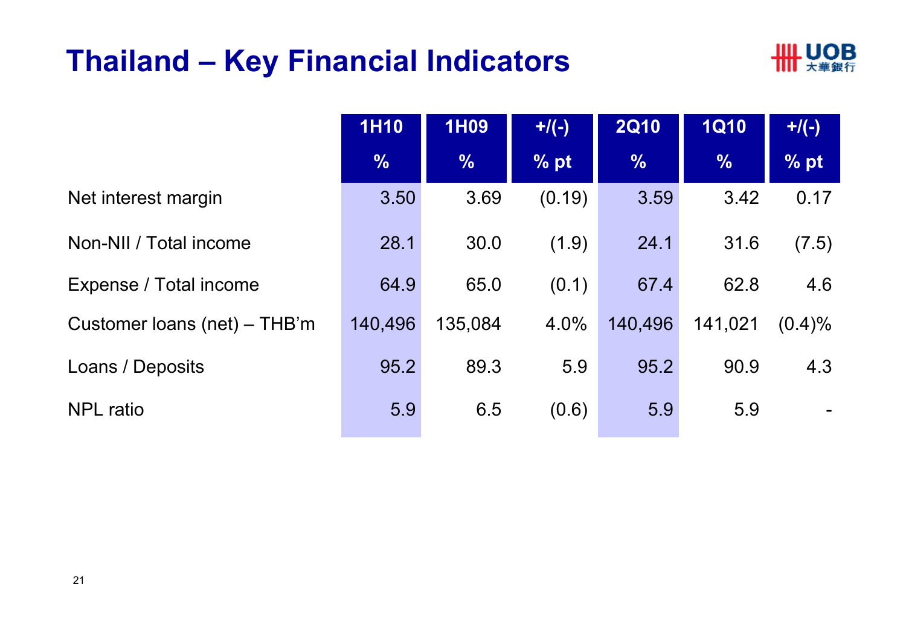# Thailand – Key Financial Indicators

| | 1H10<br>% | 1H09<br>% | +/(-)<br>% pt | 2Q10<br>% | 1Q10<br>% | +/(-)<br>% pt |
|---|---|---|---|---|---|---|
| Net interest margin | 3.50 | 3.69 | (0.19) | 3.59 | 3.42 | 0.17 |
| Non-NII / Total income | 28.1 | 30.0 | (1.9) | 24.1 | 31.6 | (7.5) |
| Expense / Total income | 64.9 | 65.0 | (0.1) | 67.4 | 62.8 | 4.6 |
| Customer loans (net) – THB'm | 140,496 | 135,084 | 4.0% | 140,496 | 141,021 | (0.4)% |
| Loans / Deposits | 95.2 | 89.3 | 5.9 | 95.2 | 90.9 | 4.3 |
| NPL ratio | 5.9 | 6.5 | (0.6) | 5.9 | 5.9 | - |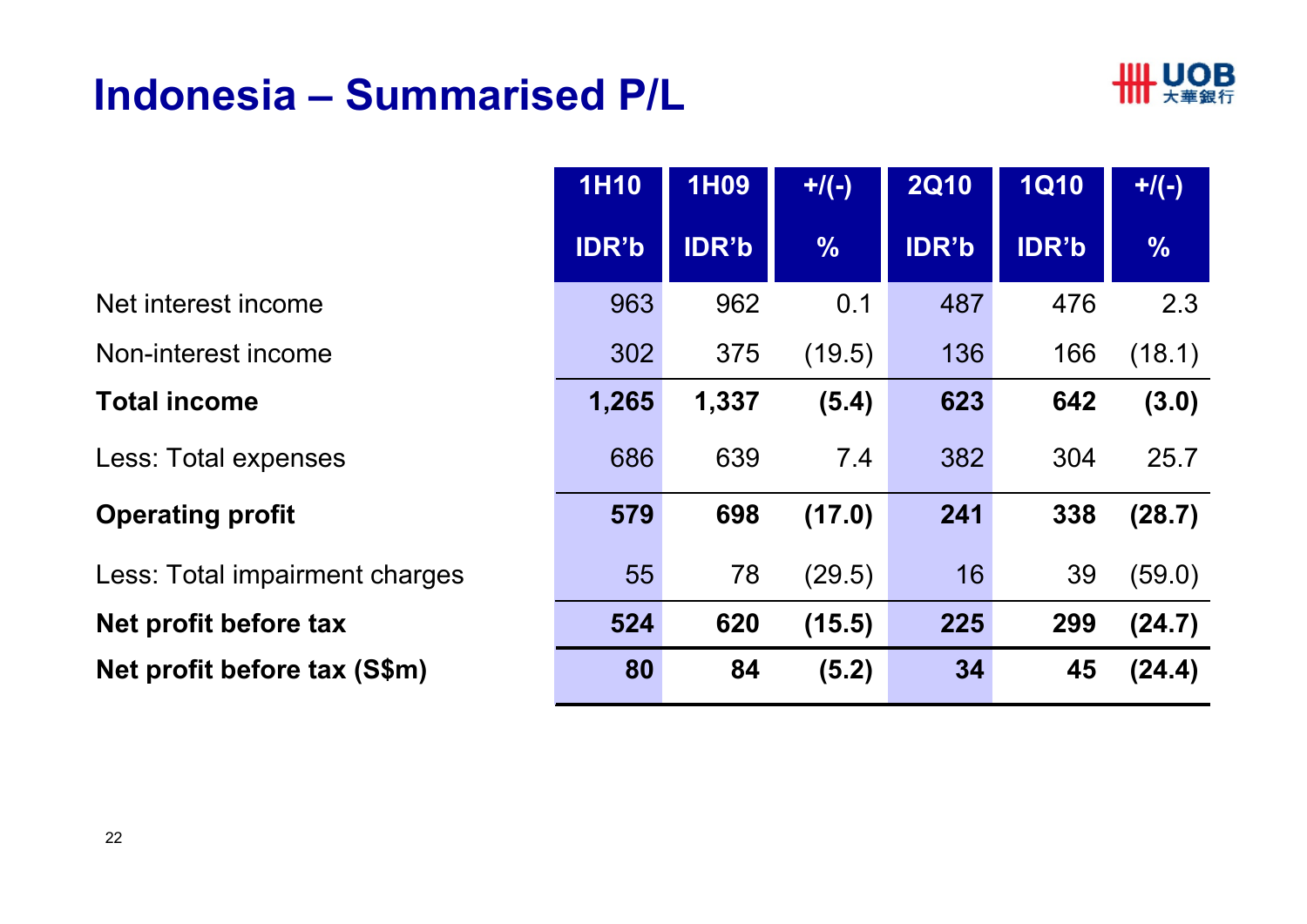# Indonesia – Summarised P/L

| | 1H10 IDR'b | 1H09 IDR'b | +/(-) % | 2Q10 IDR'b | 1Q10 IDR'b | +/(-) % |
|---|---|---|---|---|---|---|
| Net interest income | 963 | 962 | 0.1 | 487 | 476 | 2.3 |
| Non-interest income | 302 | 375 | (19.5) | 136 | 166 | (18.1) |
| **Total income** | **1,265** | **1,337** | **(5.4)** | **623** | **642** | **(3.0)** |
| Less: Total expenses | 686 | 639 | 7.4 | 382 | 304 | 25.7 |
| **Operating profit** | **579** | **698** | **(17.0)** | **241** | **338** | **(28.7)** |
| Less: Total impairment charges | 55 | 78 | (29.5) | 16 | 39 | (59.0) |
| **Net profit before tax** | **524** | **620** | **(15.5)** | **225** | **299** | **(24.7)** |
| **Net profit before tax (S$m)** | **80** | **84** | **(5.2)** | **34** | **45** | **(24.4)** |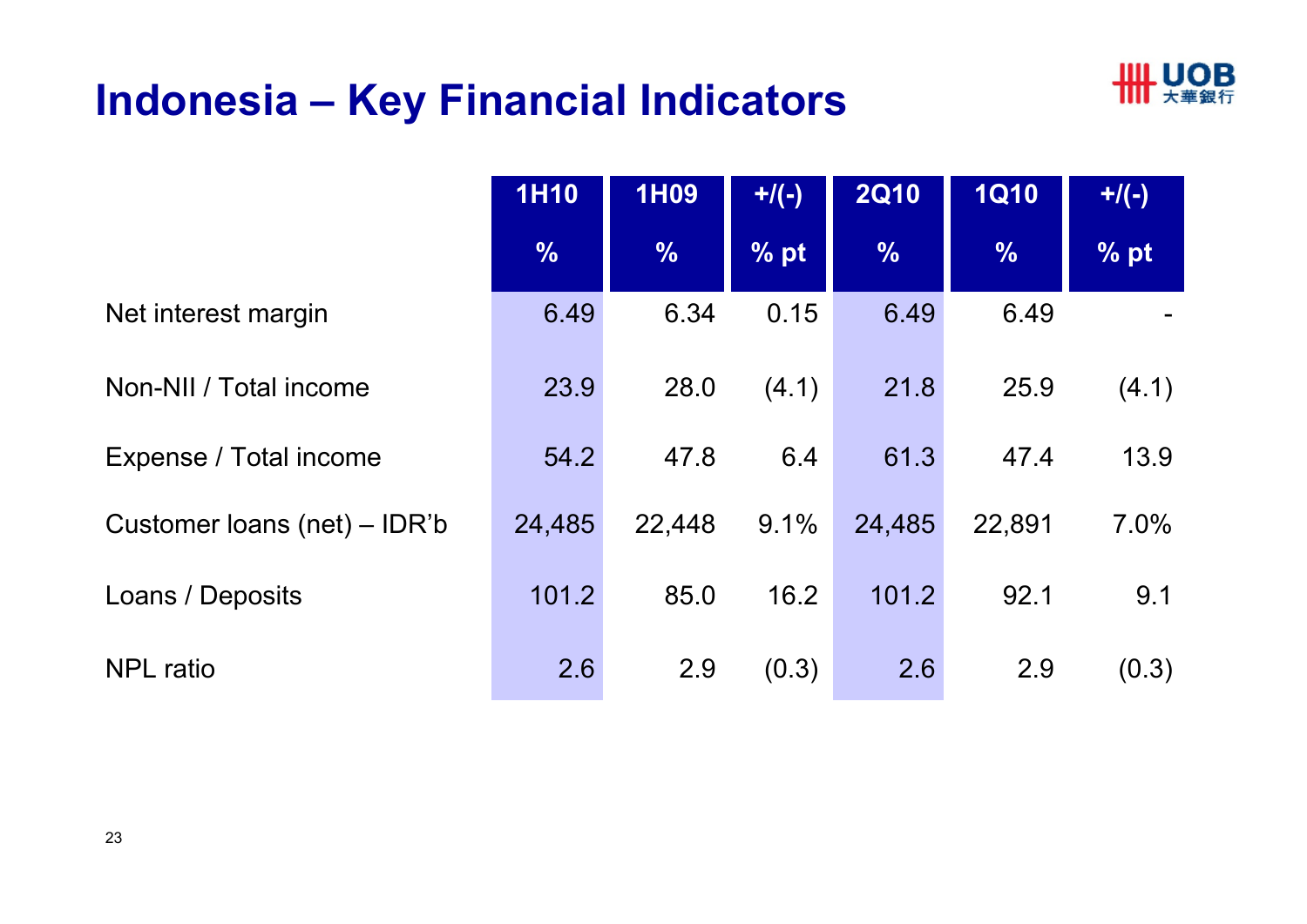# Indonesia – Key Financial Indicators

| | 1H10 % | 1H09 % | +/(-) % pt | 2Q10 % | 1Q10 % | +/(-) % pt |
|---|---|---|---|---|---|---|
| Net interest margin | 6.49 | 6.34 | 0.15 | 6.49 | 6.49 | - |
| Non-NII / Total income | 23.9 | 28.0 | (4.1) | 21.8 | 25.9 | (4.1) |
| Expense / Total income | 54.2 | 47.8 | 6.4 | 61.3 | 47.4 | 13.9 |
| Customer loans (net) – IDR'b | 24,485 | 22,448 | 9.1% | 24,485 | 22,891 | 7.0% |
| Loans / Deposits | 101.2 | 85.0 | 16.2 | 101.2 | 92.1 | 9.1 |
| NPL ratio | 2.6 | 2.9 | (0.3) | 2.6 | 2.9 | (0.3) |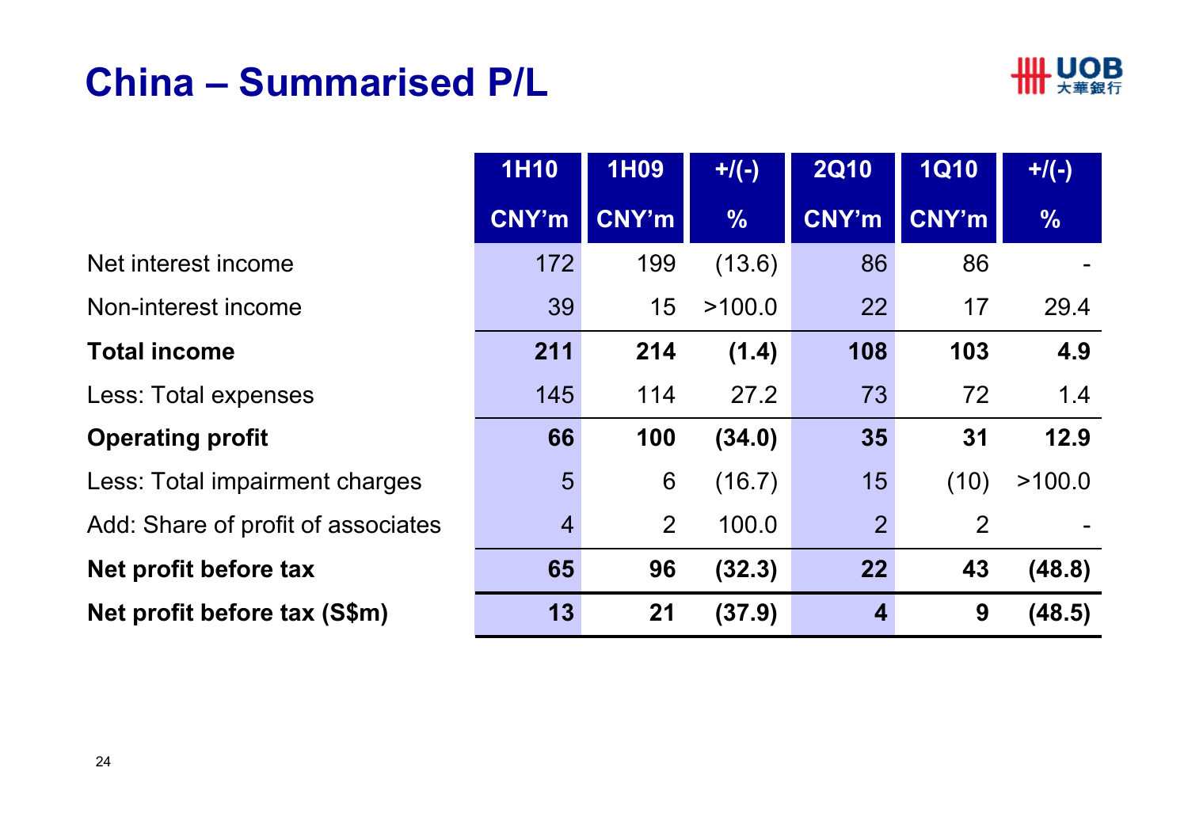# China – Summarised P/L

| | 1H10<br>CNY'm | 1H09<br>CNY'm | +/(-)<br>% | 2Q10<br>CNY'm | 1Q10<br>CNY'm | +/(-)<br>% |
|---|---|---|---|---|---|---|
| Net interest income | 172 | 199 | (13.6) | 86 | 86 | - |
| Non-interest income | 39 | 15 | >100.0 | 22 | 17 | 29.4 |
| **Total income** | **211** | **214** | **(1.4)** | **108** | **103** | **4.9** |
| Less: Total expenses | 145 | 114 | 27.2 | 73 | 72 | 1.4 |
| **Operating profit** | **66** | **100** | **(34.0)** | **35** | **31** | **12.9** |
| Less: Total impairment charges | 5 | 6 | (16.7) | 15 | (10) | >100.0 |
| Add: Share of profit of associates | 4 | 2 | 100.0 | 2 | 2 | - |
| **Net profit before tax** | **65** | **96** | **(32.3)** | **22** | **43** | **(48.8)** |
| **Net profit before tax (S$m)** | **13** | **21** | **(37.9)** | **4** | **9** | **(48.5)** |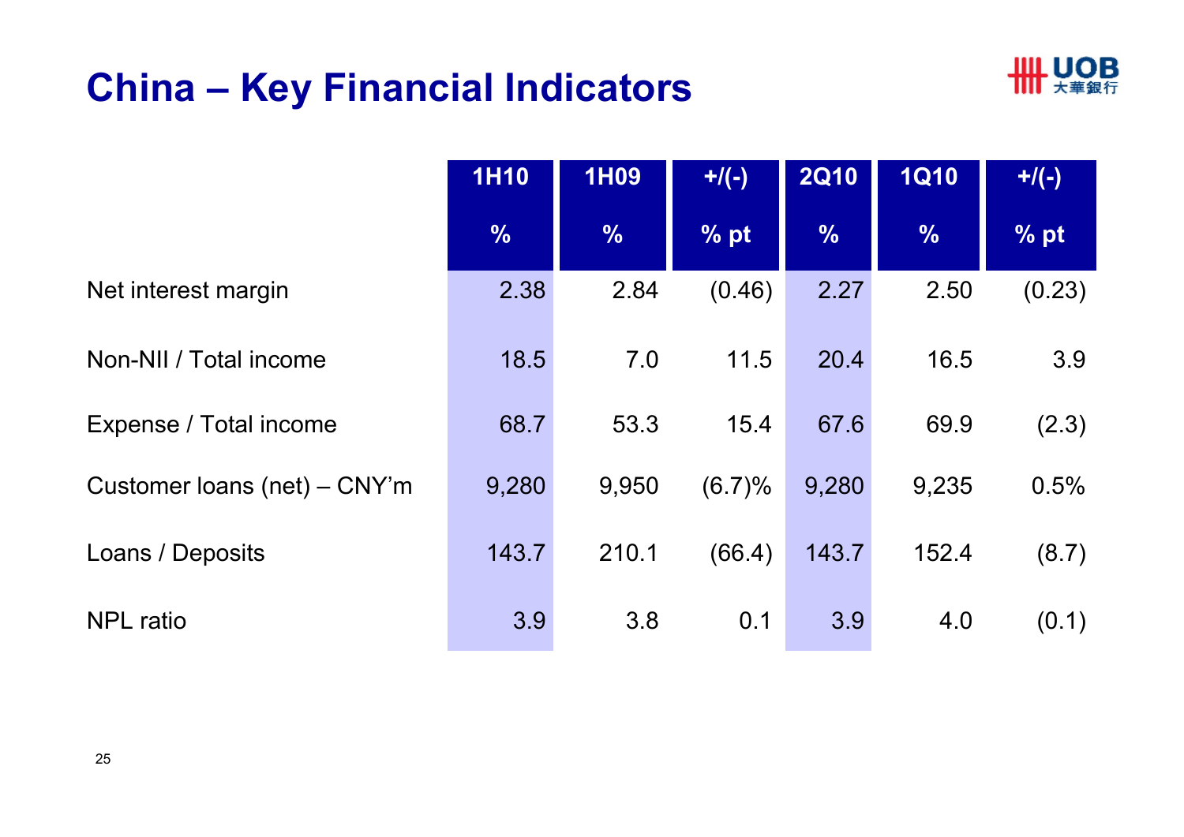# China – Key Financial Indicators

| | 1H10 | 1H09 | +/(-) | 2Q10 | 1Q10 | +/(-) |
|---|---|---|---|---|---|---|
| | % | % | % pt | % | % | % pt |
| Net interest margin | 2.38 | 2.84 | (0.46) | 2.27 | 2.50 | (0.23) |
| Non-NII / Total income | 18.5 | 7.0 | 11.5 | 20.4 | 16.5 | 3.9 |
| Expense / Total income | 68.7 | 53.3 | 15.4 | 67.6 | 69.9 | (2.3) |
| Customer loans (net) – CNY'm | 9,280 | 9,950 | (6.7)% | 9,280 | 9,235 | 0.5% |
| Loans / Deposits | 143.7 | 210.1 | (66.4) | 143.7 | 152.4 | (8.7) |
| NPL ratio | 3.9 | 3.8 | 0.1 | 3.9 | 4.0 | (0.1) |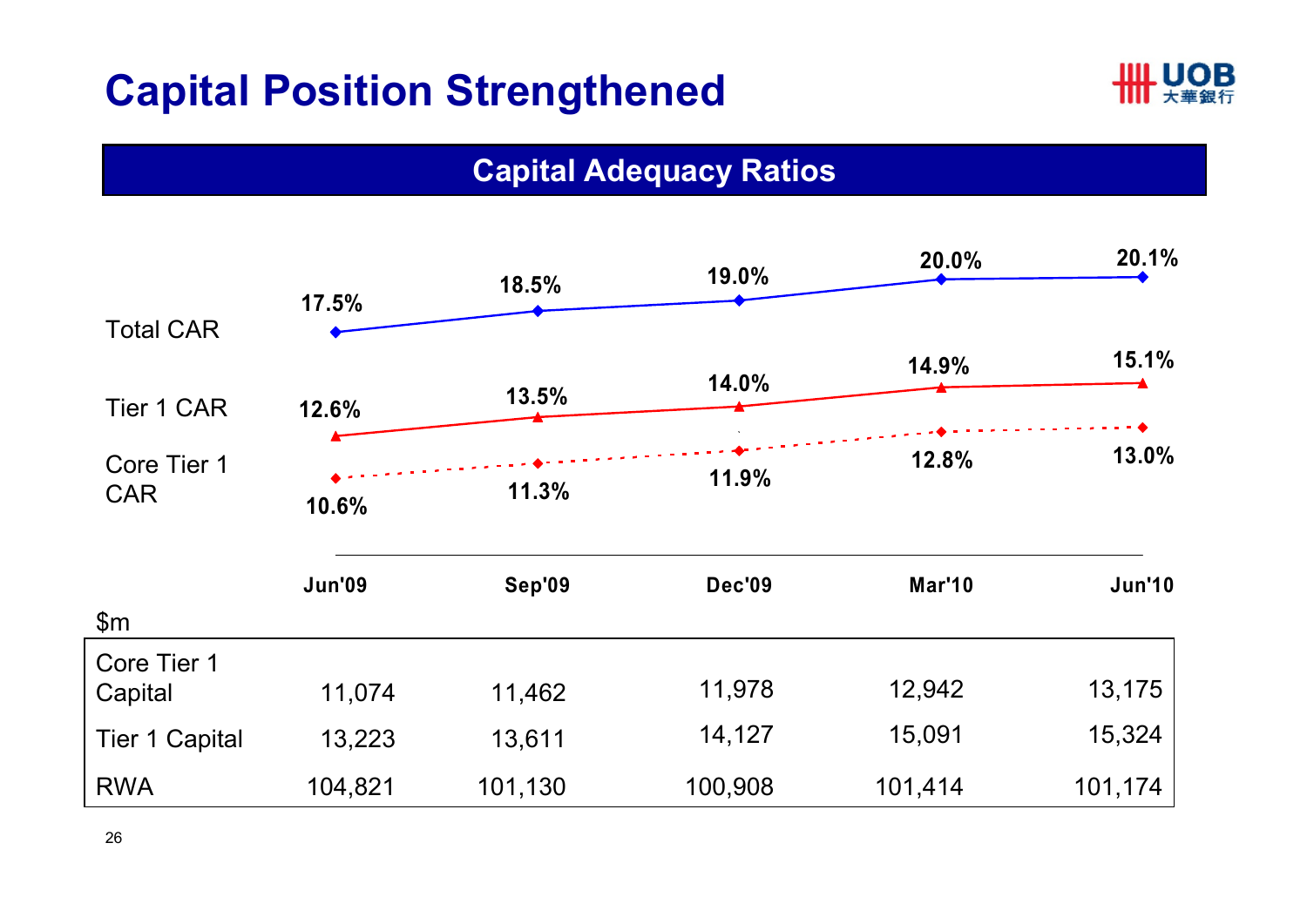# Capital Position Strengthened

## Capital Adequacy Ratios

| | Jun'09 | Sep'09 | Dec'09 | Mar'10 | Jun'10 |
|---|---|---|---|---|---|
| Total CAR | 17.5% | 18.5% | 19.0% | 20.0% | 20.1% |
| Tier 1 CAR | 12.6% | 13.5% | 14.0% | 14.9% | 15.1% |
| Core Tier 1 CAR | 10.6% | 11.3% | 11.9% | 12.8% | 13.0% |

| $m | Jun'09 | Sep'09 | Dec'09 | Mar'10 | Jun'10 |
|---|---|---|---|---|---|
| Core Tier 1 Capital | 11,074 | 11,462 | 11,978 | 12,942 | 13,175 |
| Tier 1 Capital | 13,223 | 13,611 | 14,127 | 15,091 | 15,324 |
| RWA | 104,821 | 101,130 | 100,908 | 101,414 | 101,174 |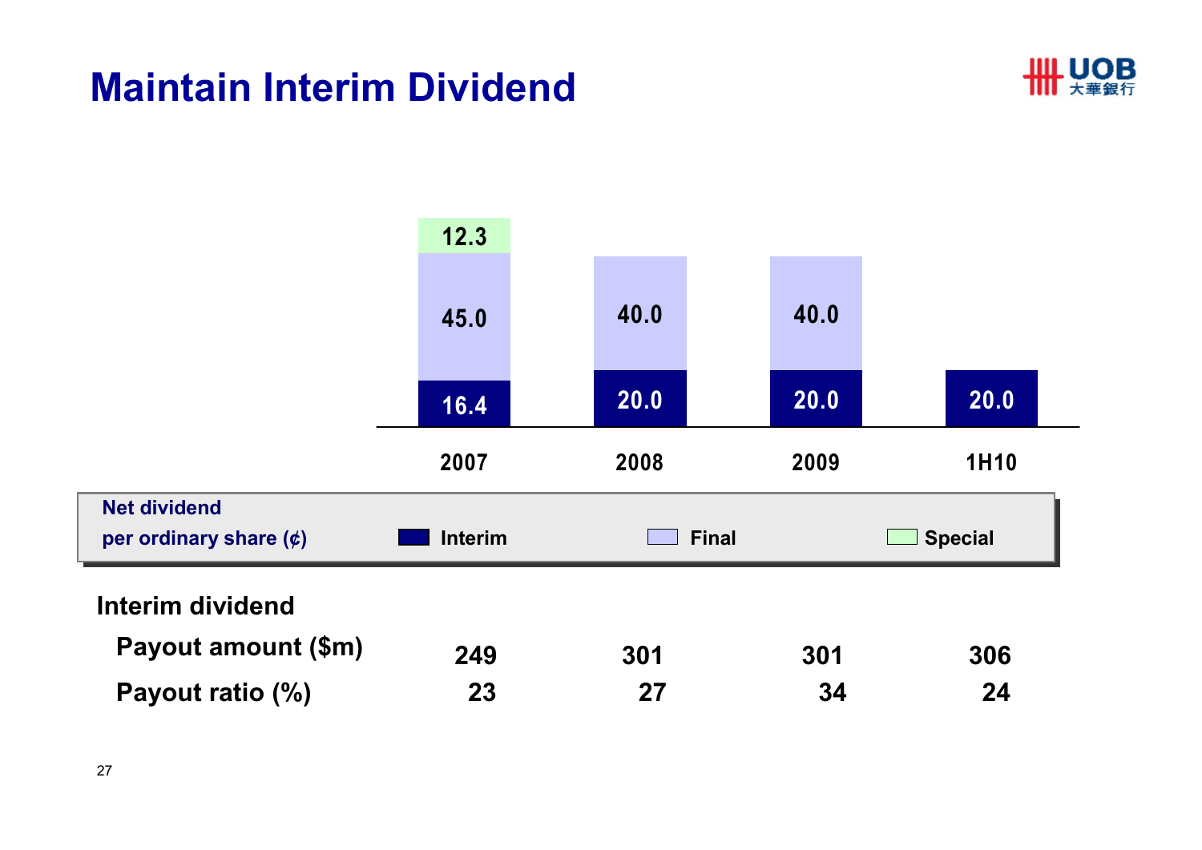# Maintain Interim Dividend

**Net dividend per ordinary share (¢)**

| | 2007 | 2008 | 2009 | 1H10 |
|---|---|---|---|---|
| Interim | 16.4 | 20.0 | 20.0 | 20.0 |
| Final | 45.0 | 40.0 | 40.0 | |
| Special | 12.3 | | | |

**Interim dividend**

| | 2007 | 2008 | 2009 | 1H10 |
|---|---|---|---|---|
| Payout amount ($m) | 249 | 301 | 301 | 306 |
| Payout ratio (%) | 23 | 27 | 34 | 24 |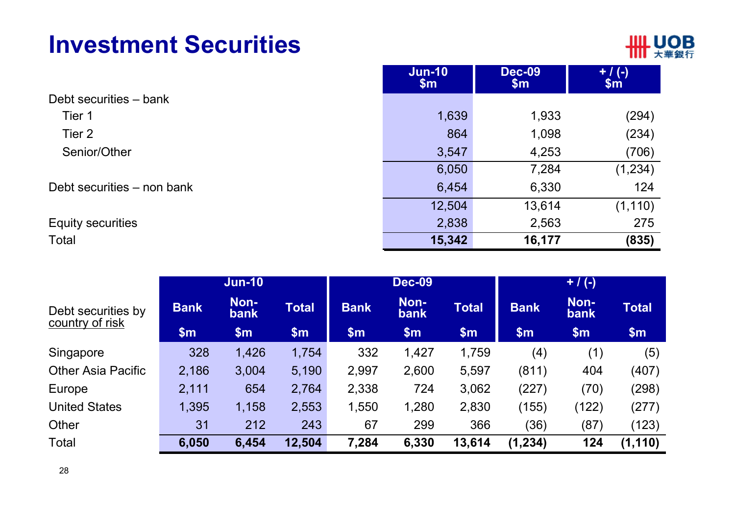# Investment Securities

| | Jun-10 $m | Dec-09 $m | + / (-) $m |
|---|---|---|---|
| Debt securities – bank | | | |
| Tier 1 | 1,639 | 1,933 | (294) |
| Tier 2 | 864 | 1,098 | (234) |
| Senior/Other | 3,547 | 4,253 | (706) |
| | 6,050 | 7,284 | (1,234) |
| Debt securities – non bank | 6,454 | 6,330 | 124 |
| | 12,504 | 13,614 | (1,110) |
| Equity securities | 2,838 | 2,563 | 275 |
| Total | **15,342** | **16,177** | **(835)** |

| Debt securities by country of risk | Jun-10 | | | Dec-09 | | | + / (-) | | |
|---|---|---|---|---|---|---|---|---|---|
| | Bank $m | Non-bank $m | Total $m | Bank $m | Non-bank $m | Total $m | Bank $m | Non-bank $m | Total $m |
| Singapore | 328 | 1,426 | 1,754 | 332 | 1,427 | 1,759 | (4) | (1) | (5) |
| Other Asia Pacific | 2,186 | 3,004 | 5,190 | 2,997 | 2,600 | 5,597 | (811) | 404 | (407) |
| Europe | 2,111 | 654 | 2,764 | 2,338 | 724 | 3,062 | (227) | (70) | (298) |
| United States | 1,395 | 1,158 | 2,553 | 1,550 | 1,280 | 2,830 | (155) | (122) | (277) |
| Other | 31 | 212 | 243 | 67 | 299 | 366 | (36) | (87) | (123) |
| Total | **6,050** | **6,454** | **12,504** | **7,284** | **6,330** | **13,614** | **(1,234)** | **124** | **(1,110)** |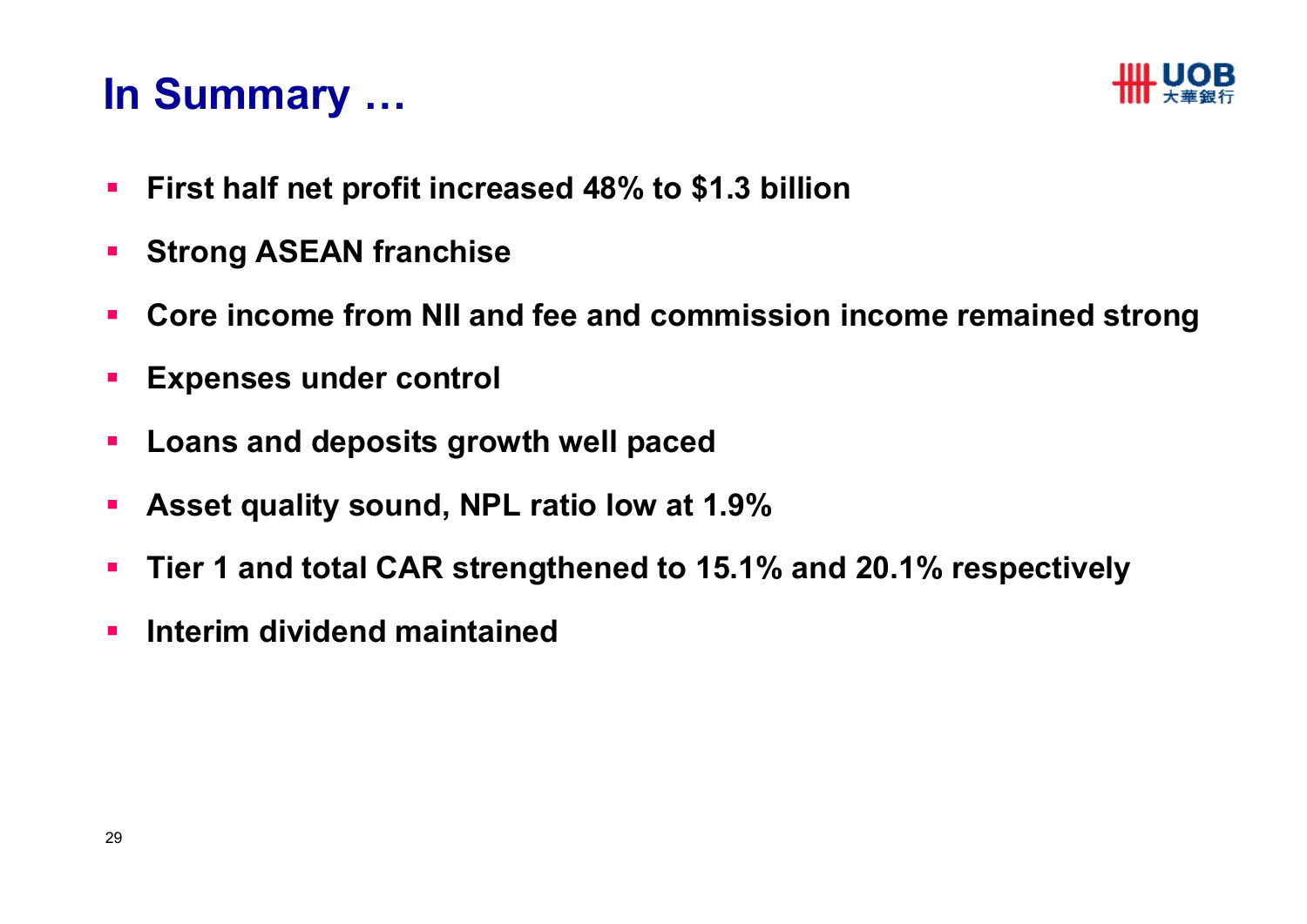# In Summary …

- First half net profit increased 48% to $1.3 billion
- Strong ASEAN franchise
- Core income from NII and fee and commission income remained strong
- Expenses under control
- Loans and deposits growth well paced
- Asset quality sound, NPL ratio low at 1.9%
- Tier 1 and total CAR strengthened to 15.1% and 20.1% respectively
- Interim dividend maintained